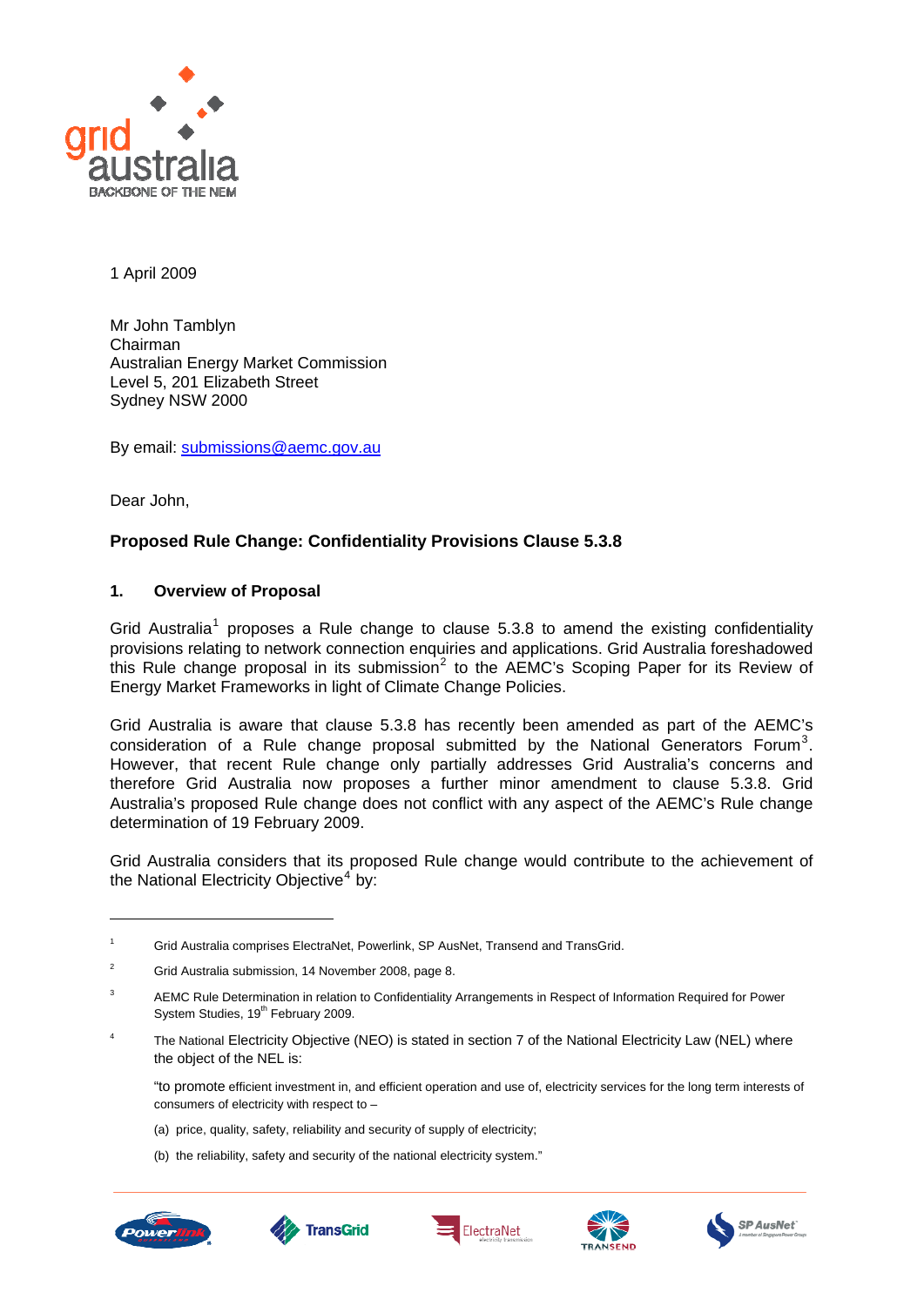grid australia
BACKBONE OF THE NEM

1 April 2009

Mr John Tamblyn
Chairman
Australian Energy Market Commission
Level 5, 201 Elizabeth Street
Sydney NSW 2000

By email: submissions@aemc.gov.au

Dear John,

**Proposed Rule Change: Confidentiality Provisions Clause 5.3.8**

## 1. Overview of Proposal

Grid Australia[1] proposes a Rule change to clause 5.3.8 to amend the existing confidentiality provisions relating to network connection enquiries and applications. Grid Australia foreshadowed this Rule change proposal in its submission[2] to the AEMC's Scoping Paper for its Review of Energy Market Frameworks in light of Climate Change Policies.

Grid Australia is aware that clause 5.3.8 has recently been amended as part of the AEMC's consideration of a Rule change proposal submitted by the National Generators Forum[3]. However, that recent Rule change only partially addresses Grid Australia's concerns and therefore Grid Australia now proposes a further minor amendment to clause 5.3.8. Grid Australia's proposed Rule change does not conflict with any aspect of the AEMC's Rule change determination of 19 February 2009.

Grid Australia considers that its proposed Rule change would contribute to the achievement of the National Electricity Objective[4] by:

---

[1] Grid Australia comprises ElectraNet, Powerlink, SP AusNet, Transend and TransGrid.

[2] Grid Australia submission, 14 November 2008, page 8.

[3] AEMC Rule Determination in relation to Confidentiality Arrangements in Respect of Information Required for Power System Studies, 19th February 2009.

[4] The National Electricity Objective (NEO) is stated in section 7 of the National Electricity Law (NEL) where the object of the NEL is:

"to promote efficient investment in, and efficient operation and use of, electricity services for the long term interests of consumers of electricity with respect to –

(a) price, quality, safety, reliability and security of supply of electricity;

(b) the reliability, safety and security of the national electricity system."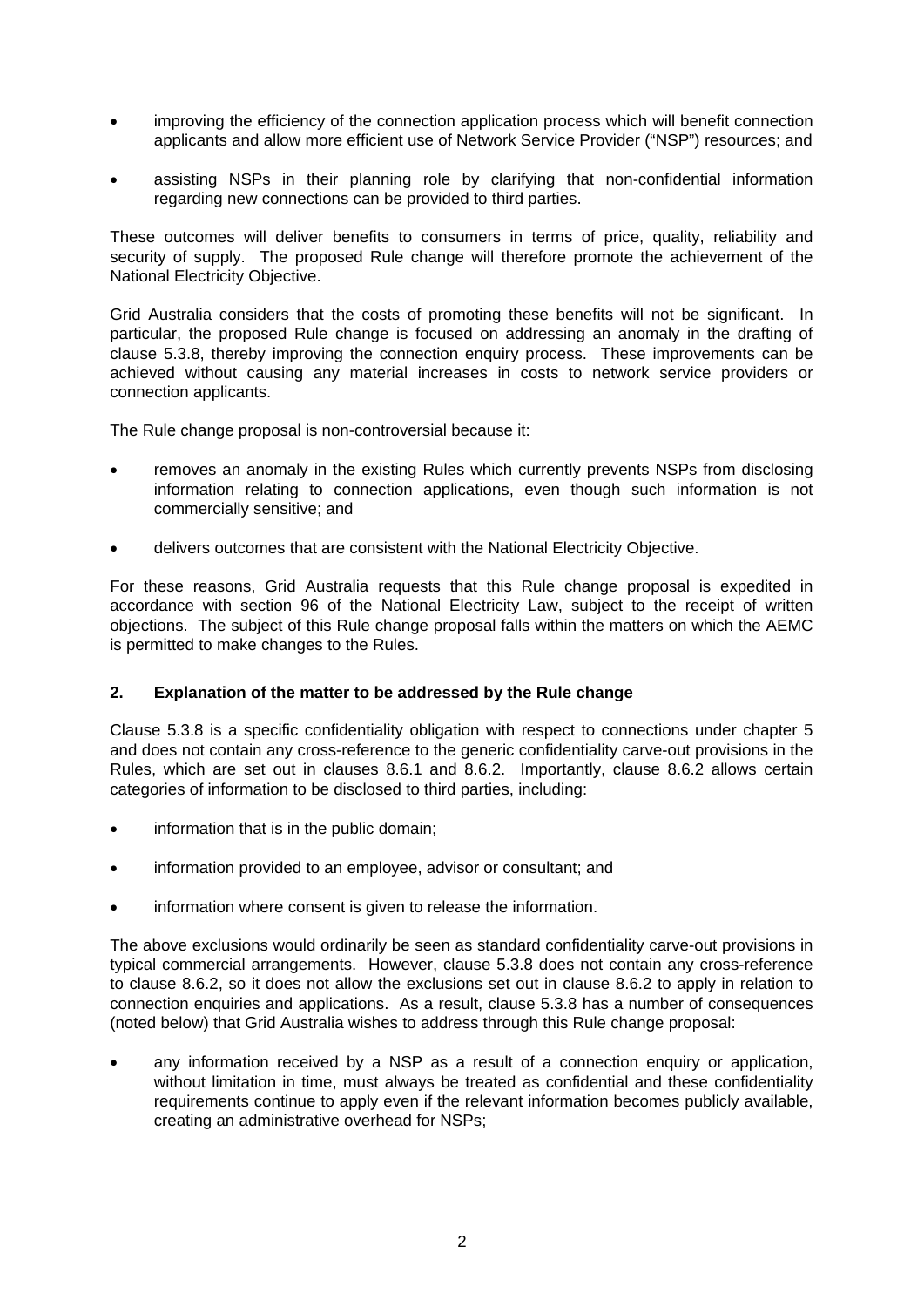- improving the efficiency of the connection application process which will benefit connection applicants and allow more efficient use of Network Service Provider ("NSP") resources; and
- assisting NSPs in their planning role by clarifying that non-confidential information regarding new connections can be provided to third parties.

These outcomes will deliver benefits to consumers in terms of price, quality, reliability and security of supply. The proposed Rule change will therefore promote the achievement of the National Electricity Objective.

Grid Australia considers that the costs of promoting these benefits will not be significant. In particular, the proposed Rule change is focused on addressing an anomaly in the drafting of clause 5.3.8, thereby improving the connection enquiry process. These improvements can be achieved without causing any material increases in costs to network service providers or connection applicants.

The Rule change proposal is non-controversial because it:

- removes an anomaly in the existing Rules which currently prevents NSPs from disclosing information relating to connection applications, even though such information is not commercially sensitive; and
- delivers outcomes that are consistent with the National Electricity Objective.

For these reasons, Grid Australia requests that this Rule change proposal is expedited in accordance with section 96 of the National Electricity Law, subject to the receipt of written objections. The subject of this Rule change proposal falls within the matters on which the AEMC is permitted to make changes to the Rules.

## 2. Explanation of the matter to be addressed by the Rule change

Clause 5.3.8 is a specific confidentiality obligation with respect to connections under chapter 5 and does not contain any cross-reference to the generic confidentiality carve-out provisions in the Rules, which are set out in clauses 8.6.1 and 8.6.2. Importantly, clause 8.6.2 allows certain categories of information to be disclosed to third parties, including:

- information that is in the public domain;
- information provided to an employee, advisor or consultant; and
- information where consent is given to release the information.

The above exclusions would ordinarily be seen as standard confidentiality carve-out provisions in typical commercial arrangements. However, clause 5.3.8 does not contain any cross-reference to clause 8.6.2, so it does not allow the exclusions set out in clause 8.6.2 to apply in relation to connection enquiries and applications. As a result, clause 5.3.8 has a number of consequences (noted below) that Grid Australia wishes to address through this Rule change proposal:

- any information received by a NSP as a result of a connection enquiry or application, without limitation in time, must always be treated as confidential and these confidentiality requirements continue to apply even if the relevant information becomes publicly available, creating an administrative overhead for NSPs;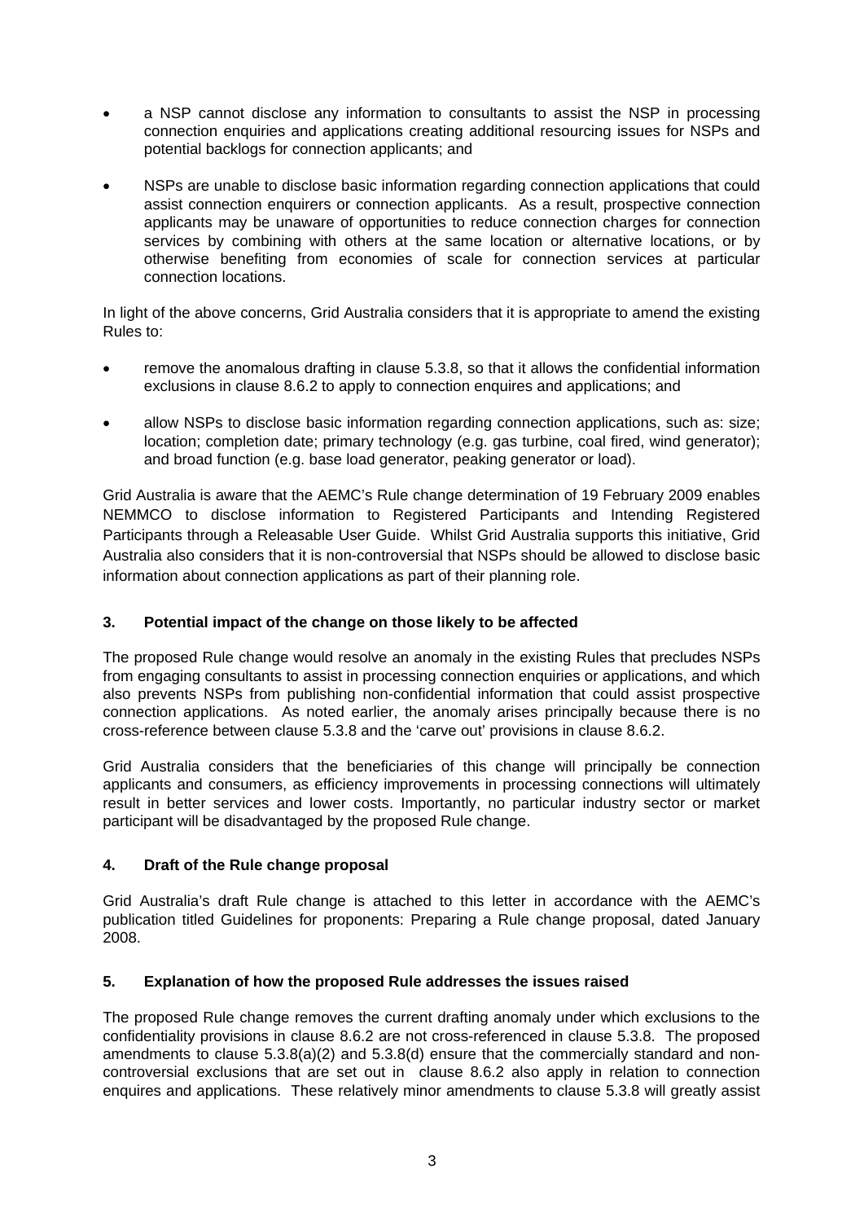- a NSP cannot disclose any information to consultants to assist the NSP in processing connection enquiries and applications creating additional resourcing issues for NSPs and potential backlogs for connection applicants; and
- NSPs are unable to disclose basic information regarding connection applications that could assist connection enquirers or connection applicants. As a result, prospective connection applicants may be unaware of opportunities to reduce connection charges for connection services by combining with others at the same location or alternative locations, or by otherwise benefiting from economies of scale for connection services at particular connection locations.

In light of the above concerns, Grid Australia considers that it is appropriate to amend the existing Rules to:

- remove the anomalous drafting in clause 5.3.8, so that it allows the confidential information exclusions in clause 8.6.2 to apply to connection enquires and applications; and
- allow NSPs to disclose basic information regarding connection applications, such as: size; location; completion date; primary technology (e.g. gas turbine, coal fired, wind generator); and broad function (e.g. base load generator, peaking generator or load).

Grid Australia is aware that the AEMC's Rule change determination of 19 February 2009 enables NEMMCO to disclose information to Registered Participants and Intending Registered Participants through a Releasable User Guide. Whilst Grid Australia supports this initiative, Grid Australia also considers that it is non-controversial that NSPs should be allowed to disclose basic information about connection applications as part of their planning role.

## 3. Potential impact of the change on those likely to be affected

The proposed Rule change would resolve an anomaly in the existing Rules that precludes NSPs from engaging consultants to assist in processing connection enquiries or applications, and which also prevents NSPs from publishing non-confidential information that could assist prospective connection applications. As noted earlier, the anomaly arises principally because there is no cross-reference between clause 5.3.8 and the 'carve out' provisions in clause 8.6.2.

Grid Australia considers that the beneficiaries of this change will principally be connection applicants and consumers, as efficiency improvements in processing connections will ultimately result in better services and lower costs. Importantly, no particular industry sector or market participant will be disadvantaged by the proposed Rule change.

## 4. Draft of the Rule change proposal

Grid Australia's draft Rule change is attached to this letter in accordance with the AEMC's publication titled Guidelines for proponents: Preparing a Rule change proposal, dated January 2008.

## 5. Explanation of how the proposed Rule addresses the issues raised

The proposed Rule change removes the current drafting anomaly under which exclusions to the confidentiality provisions in clause 8.6.2 are not cross-referenced in clause 5.3.8. The proposed amendments to clause 5.3.8(a)(2) and 5.3.8(d) ensure that the commercially standard and non-controversial exclusions that are set out in clause 8.6.2 also apply in relation to connection enquires and applications. These relatively minor amendments to clause 5.3.8 will greatly assist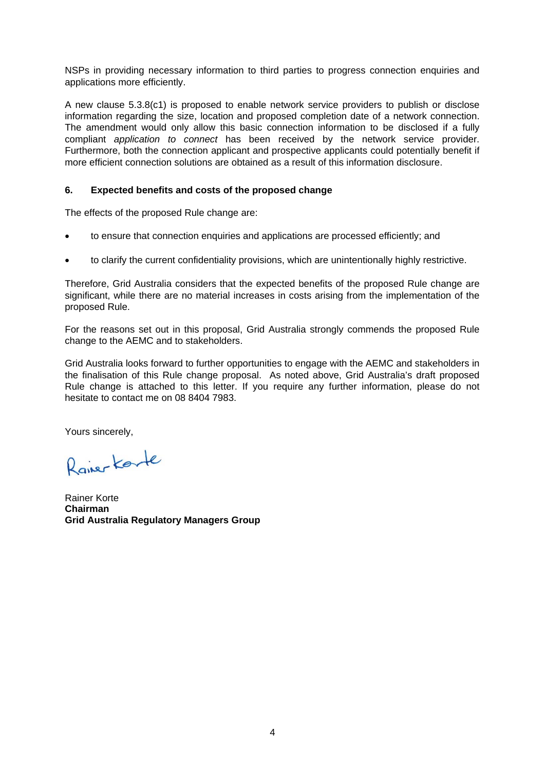NSPs in providing necessary information to third parties to progress connection enquiries and applications more efficiently.

A new clause 5.3.8(c1) is proposed to enable network service providers to publish or disclose information regarding the size, location and proposed completion date of a network connection. The amendment would only allow this basic connection information to be disclosed if a fully compliant *application to connect* has been received by the network service provider. Furthermore, both the connection applicant and prospective applicants could potentially benefit if more efficient connection solutions are obtained as a result of this information disclosure.

## 6. Expected benefits and costs of the proposed change

The effects of the proposed Rule change are:

- to ensure that connection enquiries and applications are processed efficiently; and
- to clarify the current confidentiality provisions, which are unintentionally highly restrictive.

Therefore, Grid Australia considers that the expected benefits of the proposed Rule change are significant, while there are no material increases in costs arising from the implementation of the proposed Rule.

For the reasons set out in this proposal, Grid Australia strongly commends the proposed Rule change to the AEMC and to stakeholders.

Grid Australia looks forward to further opportunities to engage with the AEMC and stakeholders in the finalisation of this Rule change proposal. As noted above, Grid Australia's draft proposed Rule change is attached to this letter. If you require any further information, please do not hesitate to contact me on 08 8404 7983.

Yours sincerely,

Rainer Korte

Rainer Korte
**Chairman**
**Grid Australia Regulatory Managers Group**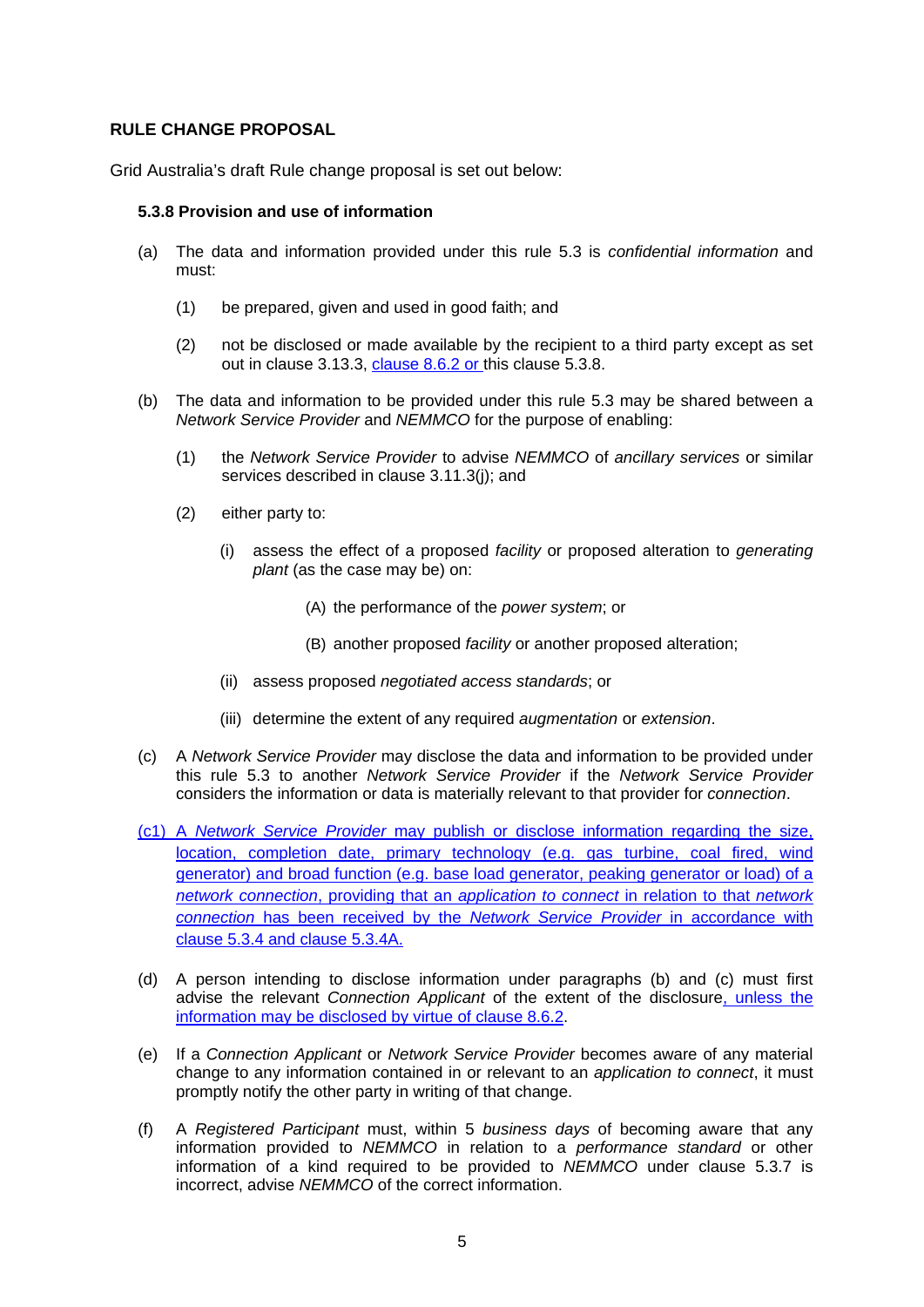## RULE CHANGE PROPOSAL

Grid Australia's draft Rule change proposal is set out below:

### 5.3.8 Provision and use of information

(a) The data and information provided under this rule 5.3 is *confidential information* and must:

(1) be prepared, given and used in good faith; and

(2) not be disclosed or made available by the recipient to a third party except as set out in clause 3.13.3, clause 8.6.2 or this clause 5.3.8.

(b) The data and information to be provided under this rule 5.3 may be shared between a *Network Service Provider* and *NEMMCO* for the purpose of enabling:

(1) the *Network Service Provider* to advise *NEMMCO* of *ancillary services* or similar services described in clause 3.11.3(j); and

(2) either party to:

(i) assess the effect of a proposed *facility* or proposed alteration to *generating plant* (as the case may be) on:

(A) the performance of the *power system*; or

(B) another proposed *facility* or another proposed alteration;

(ii) assess proposed *negotiated access standards*; or

(iii) determine the extent of any required *augmentation* or *extension*.

(c) A *Network Service Provider* may disclose the data and information to be provided under this rule 5.3 to another *Network Service Provider* if the *Network Service Provider* considers the information or data is materially relevant to that provider for *connection*.

(c1) A *Network Service Provider* may publish or disclose information regarding the size, location, completion date, primary technology (e.g. gas turbine, coal fired, wind generator) and broad function (e.g. base load generator, peaking generator or load) of a *network connection*, providing that an *application to connect* in relation to that *network connection* has been received by the *Network Service Provider* in accordance with clause 5.3.4 and clause 5.3.4A.

(d) A person intending to disclose information under paragraphs (b) and (c) must first advise the relevant *Connection Applicant* of the extent of the disclosure, unless the information may be disclosed by virtue of clause 8.6.2.

(e) If a *Connection Applicant* or *Network Service Provider* becomes aware of any material change to any information contained in or relevant to an *application to connect*, it must promptly notify the other party in writing of that change.

(f) A *Registered Participant* must, within 5 *business days* of becoming aware that any information provided to *NEMMCO* in relation to a *performance standard* or other information of a kind required to be provided to *NEMMCO* under clause 5.3.7 is incorrect, advise *NEMMCO* of the correct information.